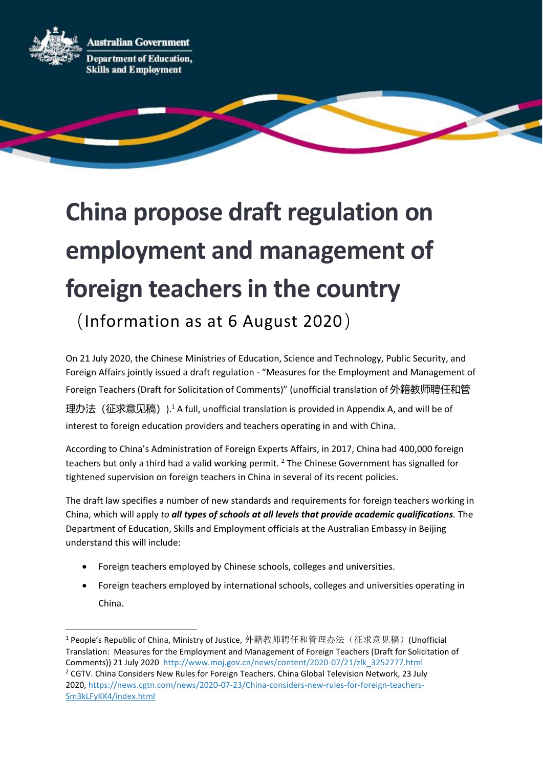Australian Government
Department of Education, Skills and Employment

# China propose draft regulation on employment and management of foreign teachers in the country

（Information as at 6 August 2020）

On 21 July 2020, the Chinese Ministries of Education, Science and Technology, Public Security, and Foreign Affairs jointly issued a draft regulation - "Measures for the Employment and Management of Foreign Teachers (Draft for Solicitation of Comments)" (unofficial translation of 外籍教师聘任和管理办法（征求意见稿）).[1] A full, unofficial translation is provided in Appendix A, and will be of interest to foreign education providers and teachers operating in and with China.

According to China's Administration of Foreign Experts Affairs, in 2017, China had 400,000 foreign teachers but only a third had a valid working permit. [2] The Chinese Government has signalled for tightened supervision on foreign teachers in China in several of its recent policies.

The draft law specifies a number of new standards and requirements for foreign teachers working in China, which will apply *to **all types of schools at all levels that provide academic qualifications***. The Department of Education, Skills and Employment officials at the Australian Embassy in Beijing understand this will include:

- Foreign teachers employed by Chinese schools, colleges and universities.
- Foreign teachers employed by international schools, colleges and universities operating in China.

[1] People's Republic of China, Ministry of Justice, 外籍教师聘任和管理办法（征求意见稿）(Unofficial Translation: Measures for the Employment and Management of Foreign Teachers (Draft for Solicitation of Comments)) 21 July 2020 http://www.moj.gov.cn/news/content/2020-07/21/zlk_3252777.html

[2] CGTV. China Considers New Rules for Foreign Teachers. China Global Television Network, 23 July 2020, https://news.cgtn.com/news/2020-07-23/China-considers-new-rules-for-foreign-teachers-Sm3kLFyKK4/index.html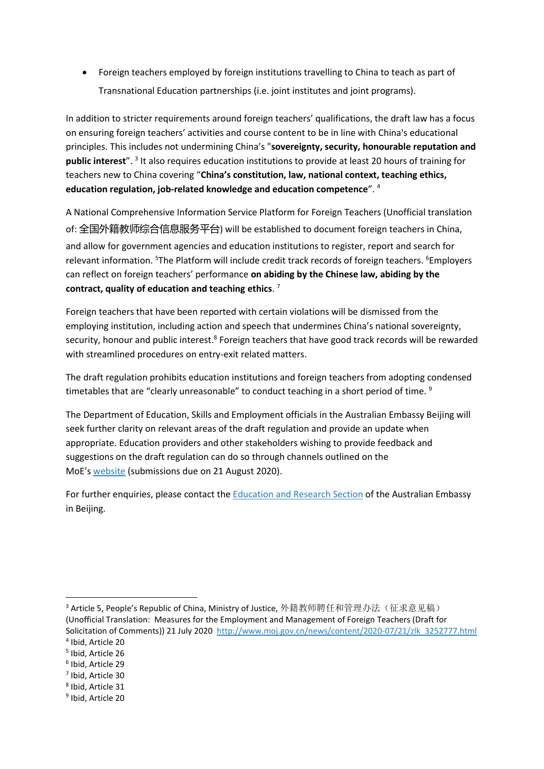- Foreign teachers employed by foreign institutions travelling to China to teach as part of Transnational Education partnerships (i.e. joint institutes and joint programs).

In addition to stricter requirements around foreign teachers' qualifications, the draft law has a focus on ensuring foreign teachers' activities and course content to be in line with China's educational principles. This includes not undermining China's "**sovereignty, security, honourable reputation and public interest**".[3] It also requires education institutions to provide at least 20 hours of training for teachers new to China covering "**China's constitution, law, national context, teaching ethics, education regulation, job-related knowledge and education competence**".[4]

A National Comprehensive Information Service Platform for Foreign Teachers (Unofficial translation of: 全国外籍教师综合信息服务平台) will be established to document foreign teachers in China, and allow for government agencies and education institutions to register, report and search for relevant information. [5]The Platform will include credit track records of foreign teachers. [6]Employers can reflect on foreign teachers' performance **on abiding by the Chinese law, abiding by the contract, quality of education and teaching ethics**.[7]

Foreign teachers that have been reported with certain violations will be dismissed from the employing institution, including action and speech that undermines China's national sovereignty, security, honour and public interest.[8] Foreign teachers that have good track records will be rewarded with streamlined procedures on entry-exit related matters.

The draft regulation prohibits education institutions and foreign teachers from adopting condensed timetables that are "clearly unreasonable" to conduct teaching in a short period of time.[9]

The Department of Education, Skills and Employment officials in the Australian Embassy Beijing will seek further clarity on relevant areas of the draft regulation and provide an update when appropriate. Education providers and other stakeholders wishing to provide feedback and suggestions on the draft regulation can do so through channels outlined on the MoE's website (submissions due on 21 August 2020).

For further enquiries, please contact the Education and Research Section of the Australian Embassy in Beijing.

---

[3] Article 5, People's Republic of China, Ministry of Justice, 外籍教师聘任和管理办法（征求意见稿） (Unofficial Translation: Measures for the Employment and Management of Foreign Teachers (Draft for Solicitation of Comments)) 21 July 2020 http://www.moj.gov.cn/news/content/2020-07/21/zlk_3252777.html

[4] Ibid, Article 20

[5] Ibid, Article 26

[6] Ibid, Article 29

[7] Ibid, Article 30

[8] Ibid, Article 31

[9] Ibid, Article 20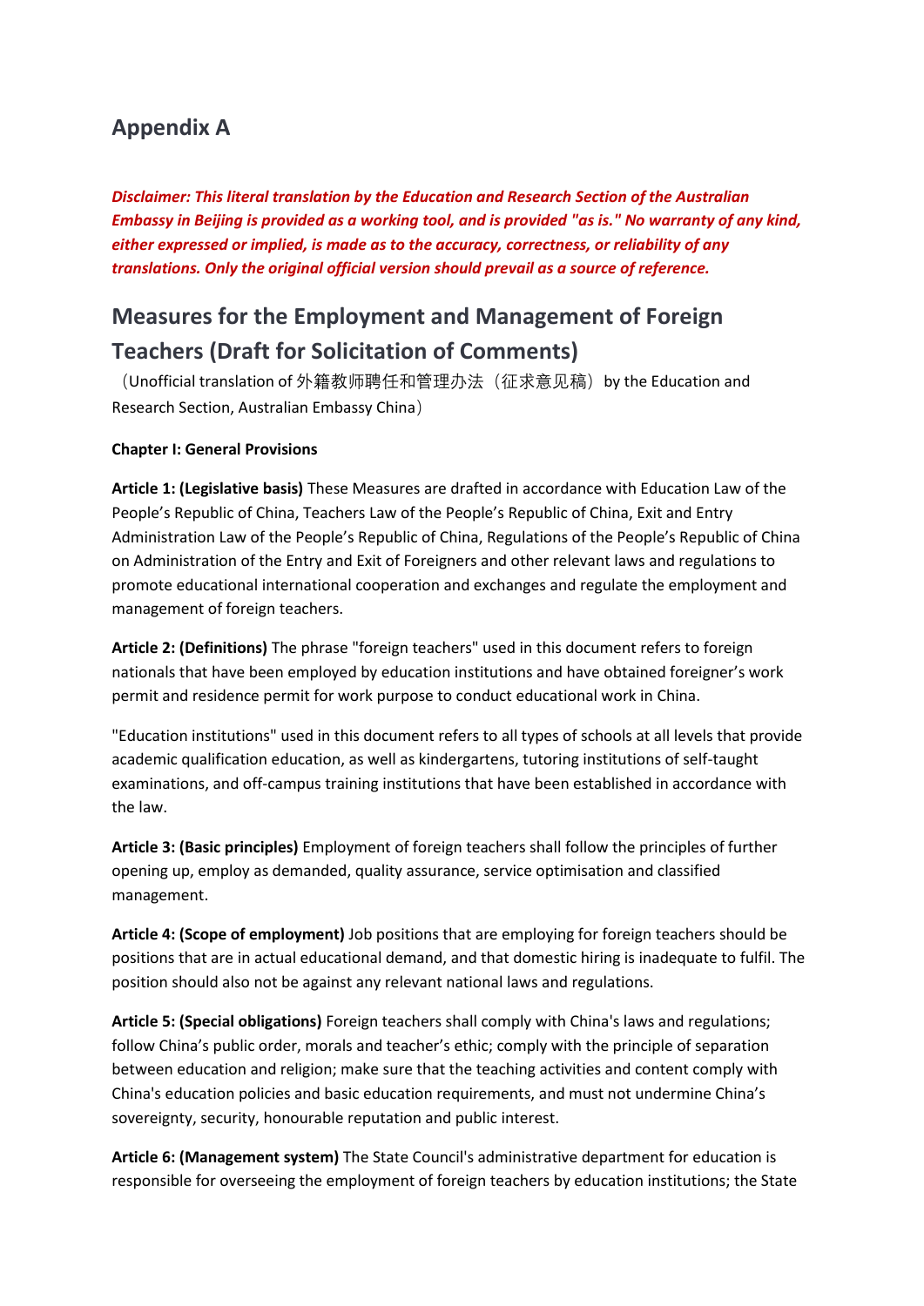## Appendix A

***Disclaimer: This literal translation by the Education and Research Section of the Australian Embassy in Beijing is provided as a working tool, and is provided "as is." No warranty of any kind, either expressed or implied, is made as to the accuracy, correctness, or reliability of any translations. Only the original official version should prevail as a source of reference.***

## Measures for the Employment and Management of Foreign Teachers (Draft for Solicitation of Comments)

（Unofficial translation of 外籍教师聘任和管理办法（征求意见稿）by the Education and Research Section, Australian Embassy China）

**Chapter I: General Provisions**

**Article 1: (Legislative basis)** These Measures are drafted in accordance with Education Law of the People's Republic of China, Teachers Law of the People's Republic of China, Exit and Entry Administration Law of the People's Republic of China, Regulations of the People's Republic of China on Administration of the Entry and Exit of Foreigners and other relevant laws and regulations to promote educational international cooperation and exchanges and regulate the employment and management of foreign teachers.

**Article 2: (Definitions)** The phrase "foreign teachers" used in this document refers to foreign nationals that have been employed by education institutions and have obtained foreigner's work permit and residence permit for work purpose to conduct educational work in China.

"Education institutions" used in this document refers to all types of schools at all levels that provide academic qualification education, as well as kindergartens, tutoring institutions of self-taught examinations, and off-campus training institutions that have been established in accordance with the law.

**Article 3: (Basic principles)** Employment of foreign teachers shall follow the principles of further opening up, employ as demanded, quality assurance, service optimisation and classified management.

**Article 4: (Scope of employment)** Job positions that are employing for foreign teachers should be positions that are in actual educational demand, and that domestic hiring is inadequate to fulfil. The position should also not be against any relevant national laws and regulations.

**Article 5: (Special obligations)** Foreign teachers shall comply with China's laws and regulations; follow China's public order, morals and teacher's ethic; comply with the principle of separation between education and religion; make sure that the teaching activities and content comply with China's education policies and basic education requirements, and must not undermine China's sovereignty, security, honourable reputation and public interest.

**Article 6: (Management system)** The State Council's administrative department for education is responsible for overseeing the employment of foreign teachers by education institutions; the State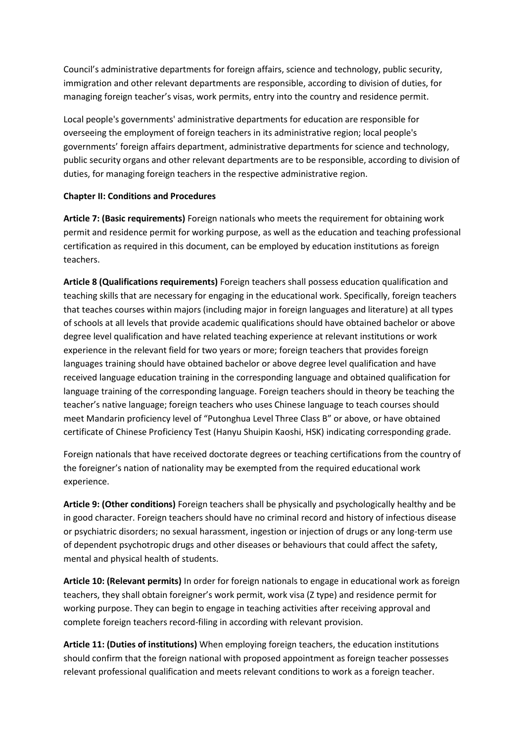Council's administrative departments for foreign affairs, science and technology, public security, immigration and other relevant departments are responsible, according to division of duties, for managing foreign teacher's visas, work permits, entry into the country and residence permit.

Local people's governments' administrative departments for education are responsible for overseeing the employment of foreign teachers in its administrative region; local people's governments' foreign affairs department, administrative departments for science and technology, public security organs and other relevant departments are to be responsible, according to division of duties, for managing foreign teachers in the respective administrative region.

**Chapter II: Conditions and Procedures**

**Article 7: (Basic requirements)** Foreign nationals who meets the requirement for obtaining work permit and residence permit for working purpose, as well as the education and teaching professional certification as required in this document, can be employed by education institutions as foreign teachers.

**Article 8 (Qualifications requirements)** Foreign teachers shall possess education qualification and teaching skills that are necessary for engaging in the educational work. Specifically, foreign teachers that teaches courses within majors (including major in foreign languages and literature) at all types of schools at all levels that provide academic qualifications should have obtained bachelor or above degree level qualification and have related teaching experience at relevant institutions or work experience in the relevant field for two years or more; foreign teachers that provides foreign languages training should have obtained bachelor or above degree level qualification and have received language education training in the corresponding language and obtained qualification for language training of the corresponding language. Foreign teachers should in theory be teaching the teacher's native language; foreign teachers who uses Chinese language to teach courses should meet Mandarin proficiency level of "Putonghua Level Three Class B" or above, or have obtained certificate of Chinese Proficiency Test (Hanyu Shuipin Kaoshi, HSK) indicating corresponding grade.

Foreign nationals that have received doctorate degrees or teaching certifications from the country of the foreigner's nation of nationality may be exempted from the required educational work experience.

**Article 9: (Other conditions)** Foreign teachers shall be physically and psychologically healthy and be in good character. Foreign teachers should have no criminal record and history of infectious disease or psychiatric disorders; no sexual harassment, ingestion or injection of drugs or any long-term use of dependent psychotropic drugs and other diseases or behaviours that could affect the safety, mental and physical health of students.

**Article 10: (Relevant permits)** In order for foreign nationals to engage in educational work as foreign teachers, they shall obtain foreigner's work permit, work visa (Z type) and residence permit for working purpose. They can begin to engage in teaching activities after receiving approval and complete foreign teachers record-filing in according with relevant provision.

**Article 11: (Duties of institutions)** When employing foreign teachers, the education institutions should confirm that the foreign national with proposed appointment as foreign teacher possesses relevant professional qualification and meets relevant conditions to work as a foreign teacher.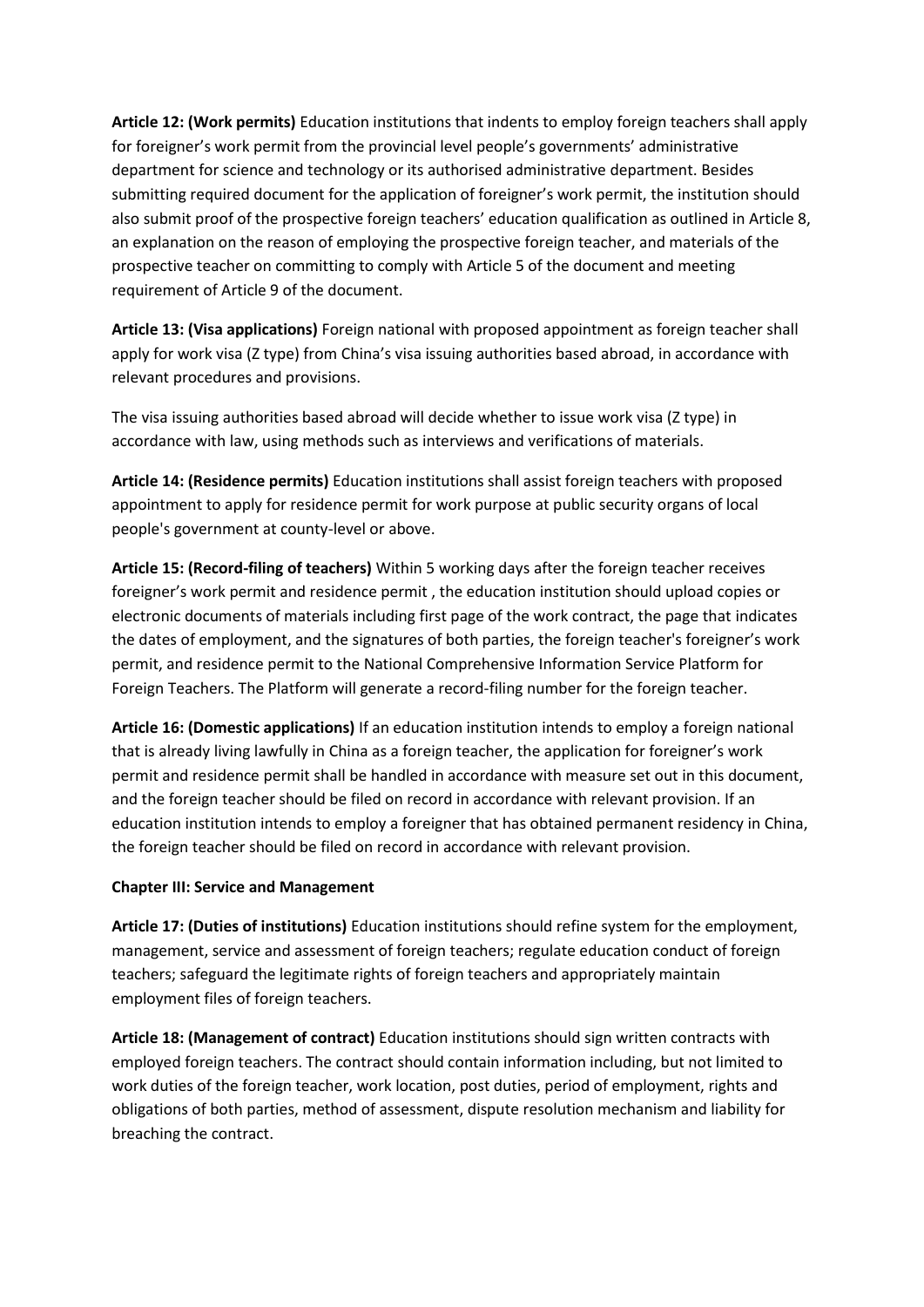**Article 12: (Work permits)** Education institutions that indents to employ foreign teachers shall apply for foreigner's work permit from the provincial level people's governments' administrative department for science and technology or its authorised administrative department. Besides submitting required document for the application of foreigner's work permit, the institution should also submit proof of the prospective foreign teachers' education qualification as outlined in Article 8, an explanation on the reason of employing the prospective foreign teacher, and materials of the prospective teacher on committing to comply with Article 5 of the document and meeting requirement of Article 9 of the document.

**Article 13: (Visa applications)** Foreign national with proposed appointment as foreign teacher shall apply for work visa (Z type) from China's visa issuing authorities based abroad, in accordance with relevant procedures and provisions.

The visa issuing authorities based abroad will decide whether to issue work visa (Z type) in accordance with law, using methods such as interviews and verifications of materials.

**Article 14: (Residence permits)** Education institutions shall assist foreign teachers with proposed appointment to apply for residence permit for work purpose at public security organs of local people's government at county-level or above.

**Article 15: (Record-filing of teachers)** Within 5 working days after the foreign teacher receives foreigner's work permit and residence permit , the education institution should upload copies or electronic documents of materials including first page of the work contract, the page that indicates the dates of employment, and the signatures of both parties, the foreign teacher's foreigner's work permit, and residence permit to the National Comprehensive Information Service Platform for Foreign Teachers. The Platform will generate a record-filing number for the foreign teacher.

**Article 16: (Domestic applications)** If an education institution intends to employ a foreign national that is already living lawfully in China as a foreign teacher, the application for foreigner's work permit and residence permit shall be handled in accordance with measure set out in this document, and the foreign teacher should be filed on record in accordance with relevant provision. If an education institution intends to employ a foreigner that has obtained permanent residency in China, the foreign teacher should be filed on record in accordance with relevant provision.

## Chapter III: Service and Management

**Article 17: (Duties of institutions)** Education institutions should refine system for the employment, management, service and assessment of foreign teachers; regulate education conduct of foreign teachers; safeguard the legitimate rights of foreign teachers and appropriately maintain employment files of foreign teachers.

**Article 18: (Management of contract)** Education institutions should sign written contracts with employed foreign teachers. The contract should contain information including, but not limited to work duties of the foreign teacher, work location, post duties, period of employment, rights and obligations of both parties, method of assessment, dispute resolution mechanism and liability for breaching the contract.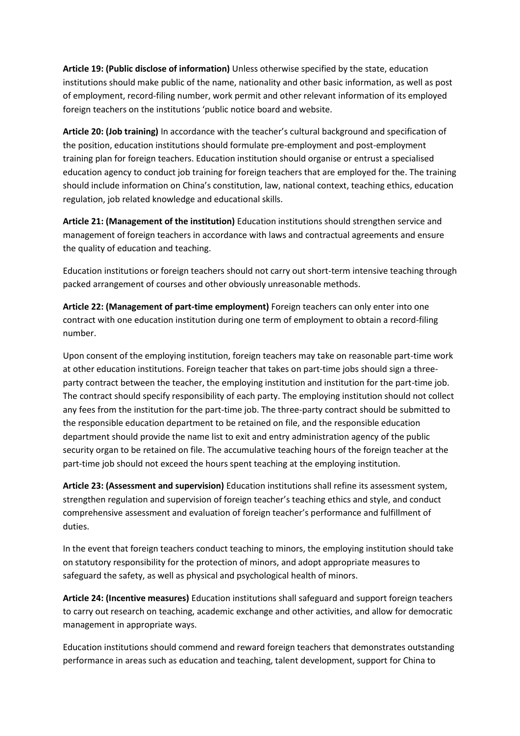**Article 19: (Public disclose of information)** Unless otherwise specified by the state, education institutions should make public of the name, nationality and other basic information, as well as post of employment, record-filing number, work permit and other relevant information of its employed foreign teachers on the institutions 'public notice board and website.

**Article 20: (Job training)** In accordance with the teacher's cultural background and specification of the position, education institutions should formulate pre-employment and post-employment training plan for foreign teachers. Education institution should organise or entrust a specialised education agency to conduct job training for foreign teachers that are employed for the. The training should include information on China's constitution, law, national context, teaching ethics, education regulation, job related knowledge and educational skills.

**Article 21: (Management of the institution)** Education institutions should strengthen service and management of foreign teachers in accordance with laws and contractual agreements and ensure the quality of education and teaching.

Education institutions or foreign teachers should not carry out short-term intensive teaching through packed arrangement of courses and other obviously unreasonable methods.

**Article 22: (Management of part-time employment)** Foreign teachers can only enter into one contract with one education institution during one term of employment to obtain a record-filing number.

Upon consent of the employing institution, foreign teachers may take on reasonable part-time work at other education institutions. Foreign teacher that takes on part-time jobs should sign a three-party contract between the teacher, the employing institution and institution for the part-time job. The contract should specify responsibility of each party. The employing institution should not collect any fees from the institution for the part-time job. The three-party contract should be submitted to the responsible education department to be retained on file, and the responsible education department should provide the name list to exit and entry administration agency of the public security organ to be retained on file. The accumulative teaching hours of the foreign teacher at the part-time job should not exceed the hours spent teaching at the employing institution.

**Article 23: (Assessment and supervision)** Education institutions shall refine its assessment system, strengthen regulation and supervision of foreign teacher's teaching ethics and style, and conduct comprehensive assessment and evaluation of foreign teacher's performance and fulfillment of duties.

In the event that foreign teachers conduct teaching to minors, the employing institution should take on statutory responsibility for the protection of minors, and adopt appropriate measures to safeguard the safety, as well as physical and psychological health of minors.

**Article 24: (Incentive measures)** Education institutions shall safeguard and support foreign teachers to carry out research on teaching, academic exchange and other activities, and allow for democratic management in appropriate ways.

Education institutions should commend and reward foreign teachers that demonstrates outstanding performance in areas such as education and teaching, talent development, support for China to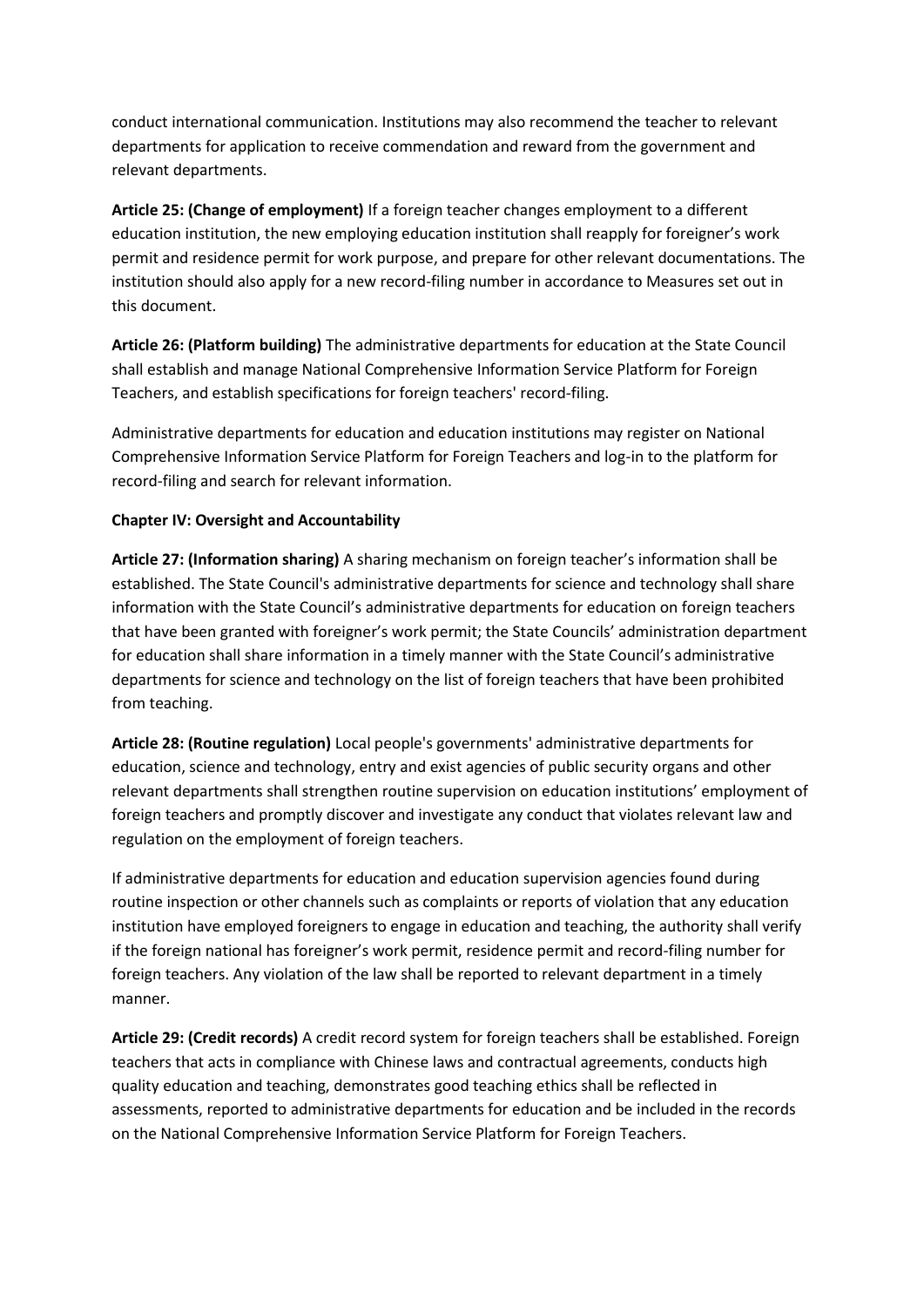conduct international communication. Institutions may also recommend the teacher to relevant departments for application to receive commendation and reward from the government and relevant departments.

**Article 25: (Change of employment)** If a foreign teacher changes employment to a different education institution, the new employing education institution shall reapply for foreigner's work permit and residence permit for work purpose, and prepare for other relevant documentations. The institution should also apply for a new record-filing number in accordance to Measures set out in this document.

**Article 26: (Platform building)** The administrative departments for education at the State Council shall establish and manage National Comprehensive Information Service Platform for Foreign Teachers, and establish specifications for foreign teachers' record-filing.

Administrative departments for education and education institutions may register on National Comprehensive Information Service Platform for Foreign Teachers and log-in to the platform for record-filing and search for relevant information.

**Chapter IV: Oversight and Accountability**

**Article 27: (Information sharing)** A sharing mechanism on foreign teacher's information shall be established. The State Council's administrative departments for science and technology shall share information with the State Council's administrative departments for education on foreign teachers that have been granted with foreigner's work permit; the State Councils' administration department for education shall share information in a timely manner with the State Council's administrative departments for science and technology on the list of foreign teachers that have been prohibited from teaching.

**Article 28: (Routine regulation)** Local people's governments' administrative departments for education, science and technology, entry and exist agencies of public security organs and other relevant departments shall strengthen routine supervision on education institutions' employment of foreign teachers and promptly discover and investigate any conduct that violates relevant law and regulation on the employment of foreign teachers.

If administrative departments for education and education supervision agencies found during routine inspection or other channels such as complaints or reports of violation that any education institution have employed foreigners to engage in education and teaching, the authority shall verify if the foreign national has foreigner's work permit, residence permit and record-filing number for foreign teachers. Any violation of the law shall be reported to relevant department in a timely manner.

**Article 29: (Credit records)** A credit record system for foreign teachers shall be established. Foreign teachers that acts in compliance with Chinese laws and contractual agreements, conducts high quality education and teaching, demonstrates good teaching ethics shall be reflected in assessments, reported to administrative departments for education and be included in the records on the National Comprehensive Information Service Platform for Foreign Teachers.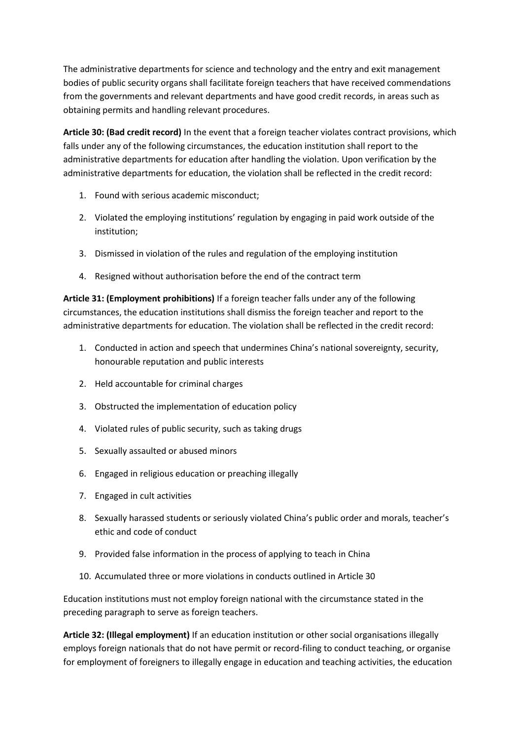The administrative departments for science and technology and the entry and exit management bodies of public security organs shall facilitate foreign teachers that have received commendations from the governments and relevant departments and have good credit records, in areas such as obtaining permits and handling relevant procedures.

**Article 30: (Bad credit record)** In the event that a foreign teacher violates contract provisions, which falls under any of the following circumstances, the education institution shall report to the administrative departments for education after handling the violation. Upon verification by the administrative departments for education, the violation shall be reflected in the credit record:

1. Found with serious academic misconduct;
2. Violated the employing institutions' regulation by engaging in paid work outside of the institution;
3. Dismissed in violation of the rules and regulation of the employing institution
4. Resigned without authorisation before the end of the contract term

**Article 31: (Employment prohibitions)** If a foreign teacher falls under any of the following circumstances, the education institutions shall dismiss the foreign teacher and report to the administrative departments for education. The violation shall be reflected in the credit record:

1. Conducted in action and speech that undermines China's national sovereignty, security, honourable reputation and public interests
2. Held accountable for criminal charges
3. Obstructed the implementation of education policy
4. Violated rules of public security, such as taking drugs
5. Sexually assaulted or abused minors
6. Engaged in religious education or preaching illegally
7. Engaged in cult activities
8. Sexually harassed students or seriously violated China's public order and morals, teacher's ethic and code of conduct
9. Provided false information in the process of applying to teach in China
10. Accumulated three or more violations in conducts outlined in Article 30

Education institutions must not employ foreign national with the circumstance stated in the preceding paragraph to serve as foreign teachers.

**Article 32: (Illegal employment)** If an education institution or other social organisations illegally employs foreign nationals that do not have permit or record-filing to conduct teaching, or organise for employment of foreigners to illegally engage in education and teaching activities, the education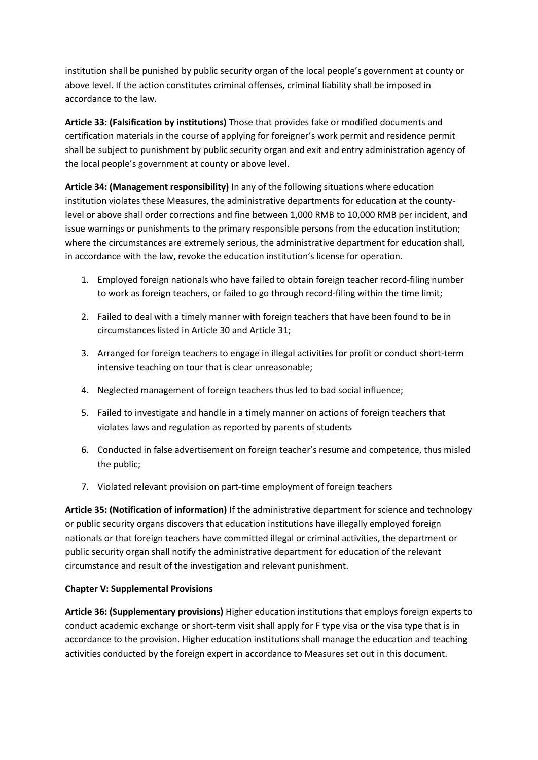institution shall be punished by public security organ of the local people's government at county or above level. If the action constitutes criminal offenses, criminal liability shall be imposed in accordance to the law.

**Article 33: (Falsification by institutions)** Those that provides fake or modified documents and certification materials in the course of applying for foreigner's work permit and residence permit shall be subject to punishment by public security organ and exit and entry administration agency of the local people's government at county or above level.

**Article 34: (Management responsibility)** In any of the following situations where education institution violates these Measures, the administrative departments for education at the county-level or above shall order corrections and fine between 1,000 RMB to 10,000 RMB per incident, and issue warnings or punishments to the primary responsible persons from the education institution; where the circumstances are extremely serious, the administrative department for education shall, in accordance with the law, revoke the education institution's license for operation.

1. Employed foreign nationals who have failed to obtain foreign teacher record-filing number to work as foreign teachers, or failed to go through record-filing within the time limit;
2. Failed to deal with a timely manner with foreign teachers that have been found to be in circumstances listed in Article 30 and Article 31;
3. Arranged for foreign teachers to engage in illegal activities for profit or conduct short-term intensive teaching on tour that is clear unreasonable;
4. Neglected management of foreign teachers thus led to bad social influence;
5. Failed to investigate and handle in a timely manner on actions of foreign teachers that violates laws and regulation as reported by parents of students
6. Conducted in false advertisement on foreign teacher's resume and competence, thus misled the public;
7. Violated relevant provision on part-time employment of foreign teachers

**Article 35: (Notification of information)** If the administrative department for science and technology or public security organs discovers that education institutions have illegally employed foreign nationals or that foreign teachers have committed illegal or criminal activities, the department or public security organ shall notify the administrative department for education of the relevant circumstance and result of the investigation and relevant punishment.

## Chapter V: Supplemental Provisions

**Article 36: (Supplementary provisions)** Higher education institutions that employs foreign experts to conduct academic exchange or short-term visit shall apply for F type visa or the visa type that is in accordance to the provision. Higher education institutions shall manage the education and teaching activities conducted by the foreign expert in accordance to Measures set out in this document.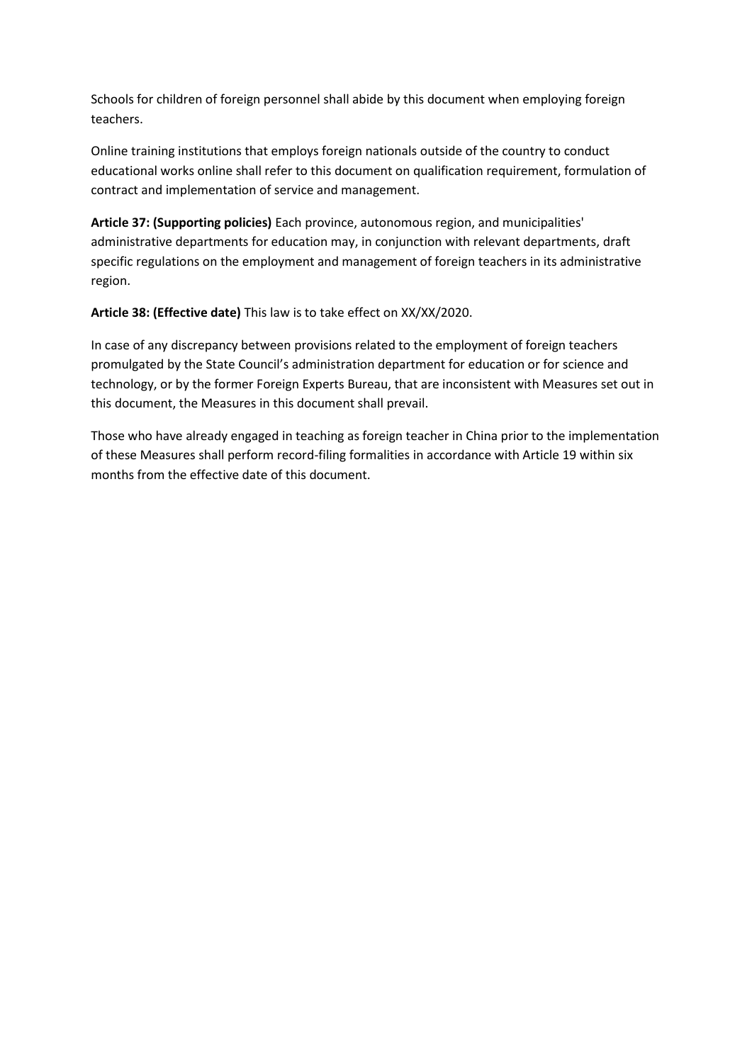Schools for children of foreign personnel shall abide by this document when employing foreign teachers.

Online training institutions that employs foreign nationals outside of the country to conduct educational works online shall refer to this document on qualification requirement, formulation of contract and implementation of service and management.

**Article 37: (Supporting policies)** Each province, autonomous region, and municipalities' administrative departments for education may, in conjunction with relevant departments, draft specific regulations on the employment and management of foreign teachers in its administrative region.

**Article 38: (Effective date)** This law is to take effect on XX/XX/2020.

In case of any discrepancy between provisions related to the employment of foreign teachers promulgated by the State Council's administration department for education or for science and technology, or by the former Foreign Experts Bureau, that are inconsistent with Measures set out in this document, the Measures in this document shall prevail.

Those who have already engaged in teaching as foreign teacher in China prior to the implementation of these Measures shall perform record-filing formalities in accordance with Article 19 within six months from the effective date of this document.